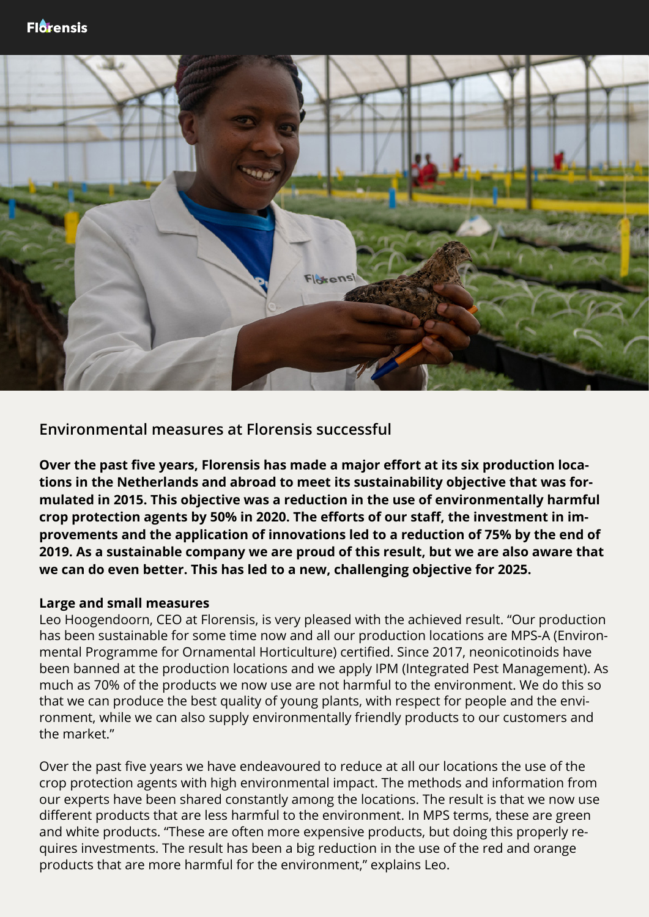## Environmental measures at Florensis successful

**Over the past five years, Florensis has made a major effort at its six production locations in the Netherlands and abroad to meet its sustainability objective that was formulated in 2015. This objective was a reduction in the use of environmentally harmful crop protection agents by 50% in 2020. The efforts of our staff, the investment in improvements and the application of innovations led to a reduction of 75% by the end of 2019. As a sustainable company we are proud of this result, but we are also aware that we can do even better. This has led to a new, challenging objective for 2025.**

### Large and small measures

Leo Hoogendoorn, CEO at Florensis, is very pleased with the achieved result. "Our production has been sustainable for some time now and all our production locations are MPS-A (Environmental Programme for Ornamental Horticulture) certified. Since 2017, neonicotinoids have been banned at the production locations and we apply IPM (Integrated Pest Management). As much as 70% of the products we now use are not harmful to the environment. We do this so that we can produce the best quality of young plants, with respect for people and the environment, while we can also supply environmentally friendly products to our customers and the market."

Over the past five years we have endeavoured to reduce at all our locations the use of the crop protection agents with high environmental impact. The methods and information from our experts have been shared constantly among the locations. The result is that we now use different products that are less harmful to the environment. In MPS terms, these are green and white products. "These are often more expensive products, but doing this properly requires investments. The result has been a big reduction in the use of the red and orange products that are more harmful for the environment," explains Leo.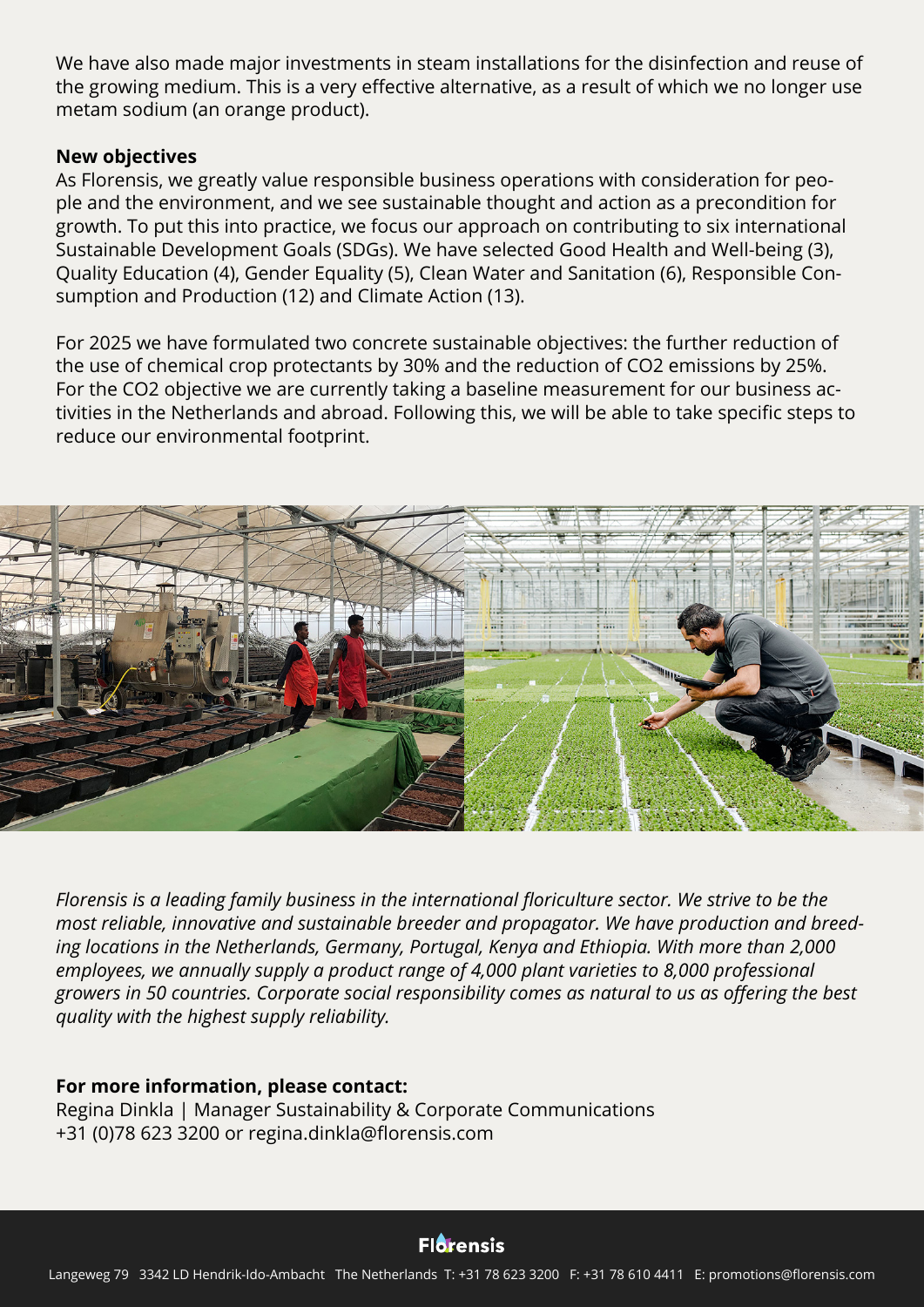We have also made major investments in steam installations for the disinfection and reuse of the growing medium. This is a very effective alternative, as a result of which we no longer use metam sodium (an orange product).

**New objectives**

As Florensis, we greatly value responsible business operations with consideration for people and the environment, and we see sustainable thought and action as a precondition for growth. To put this into practice, we focus our approach on contributing to six international Sustainable Development Goals (SDGs). We have selected Good Health and Well-being (3), Quality Education (4), Gender Equality (5), Clean Water and Sanitation (6), Responsible Consumption and Production (12) and Climate Action (13).

For 2025 we have formulated two concrete sustainable objectives: the further reduction of the use of chemical crop protectants by 30% and the reduction of $CO_2$ emissions by 25%. For the $CO_2$ objective we are currently taking a baseline measurement for our business activities in the Netherlands and abroad. Following this, we will be able to take specific steps to reduce our environmental footprint.

*Florensis is a leading family business in the international floriculture sector. We strive to be the most reliable, innovative and sustainable breeder and propagator. We have production and breeding locations in the Netherlands, Germany, Portugal, Kenya and Ethiopia. With more than 2,000 employees, we annually supply a product range of 4,000 plant varieties to 8,000 professional growers in 50 countries. Corporate social responsibility comes as natural to us as offering the best quality with the highest supply reliability.*

**For more information, please contact:**

Regina Dinkla | Manager Sustainability & Corporate Communications
+31 (0)78 623 3200 or regina.dinkla@florensis.com

Florensis

Langeweg 79 3342 LD Hendrik-Ido-Ambacht The Netherlands T: +31 78 623 3200 F: +31 78 610 4411 E: promotions@florensis.com